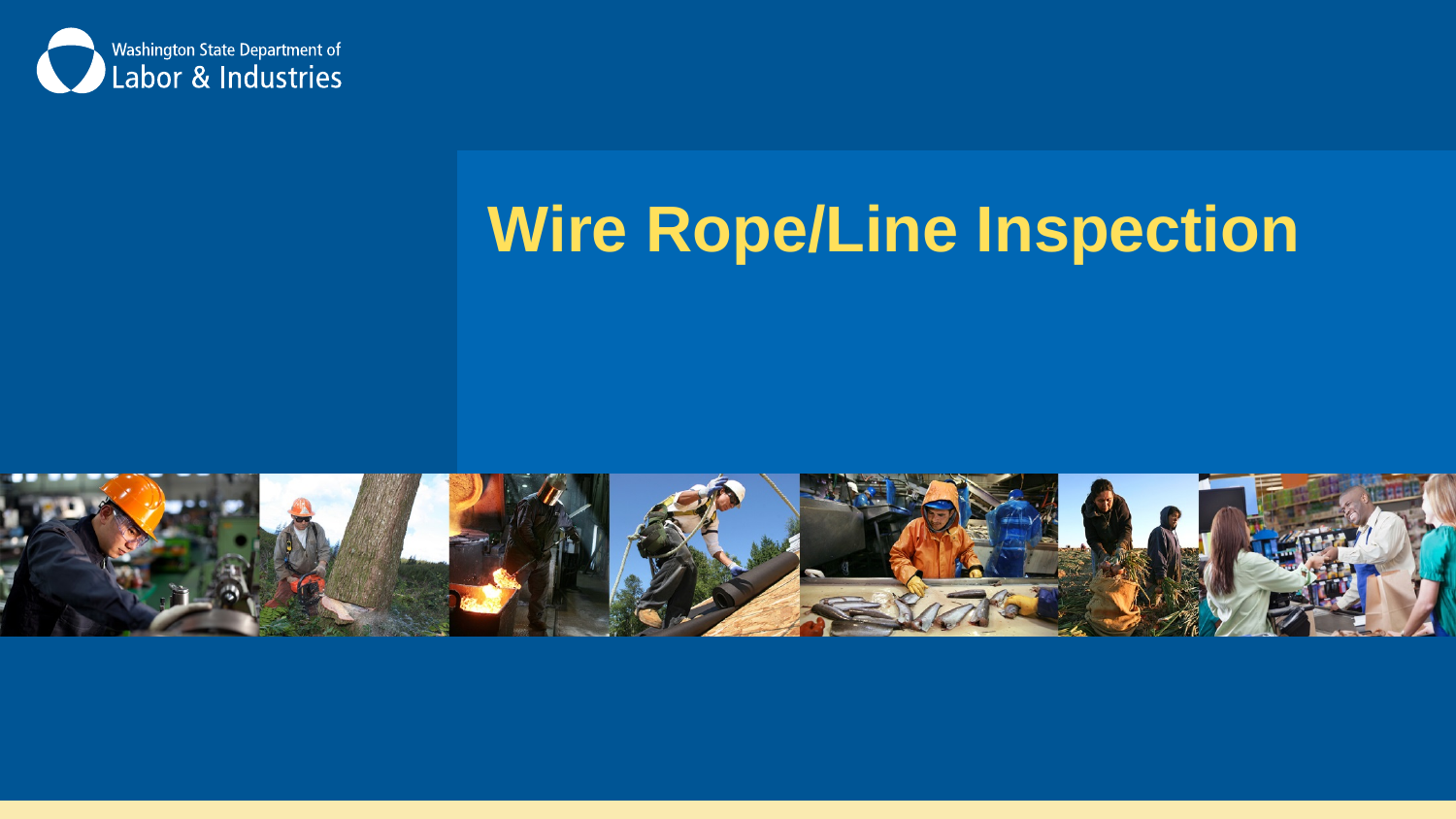Washington State Department of Labor & Industries

# Wire Rope/Line Inspection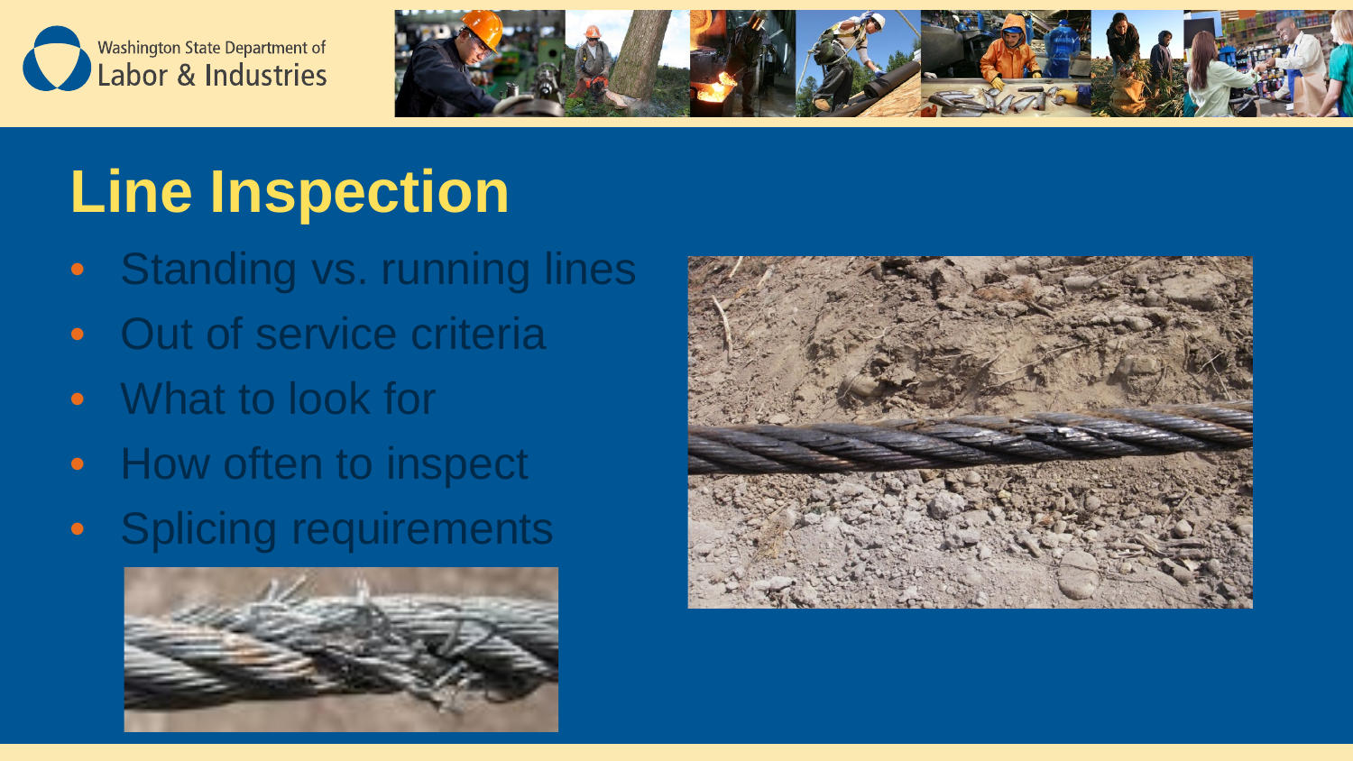# Line Inspection

- Standing vs. running lines
- Out of service criteria
- What to look for
- How often to inspect
- Splicing requirements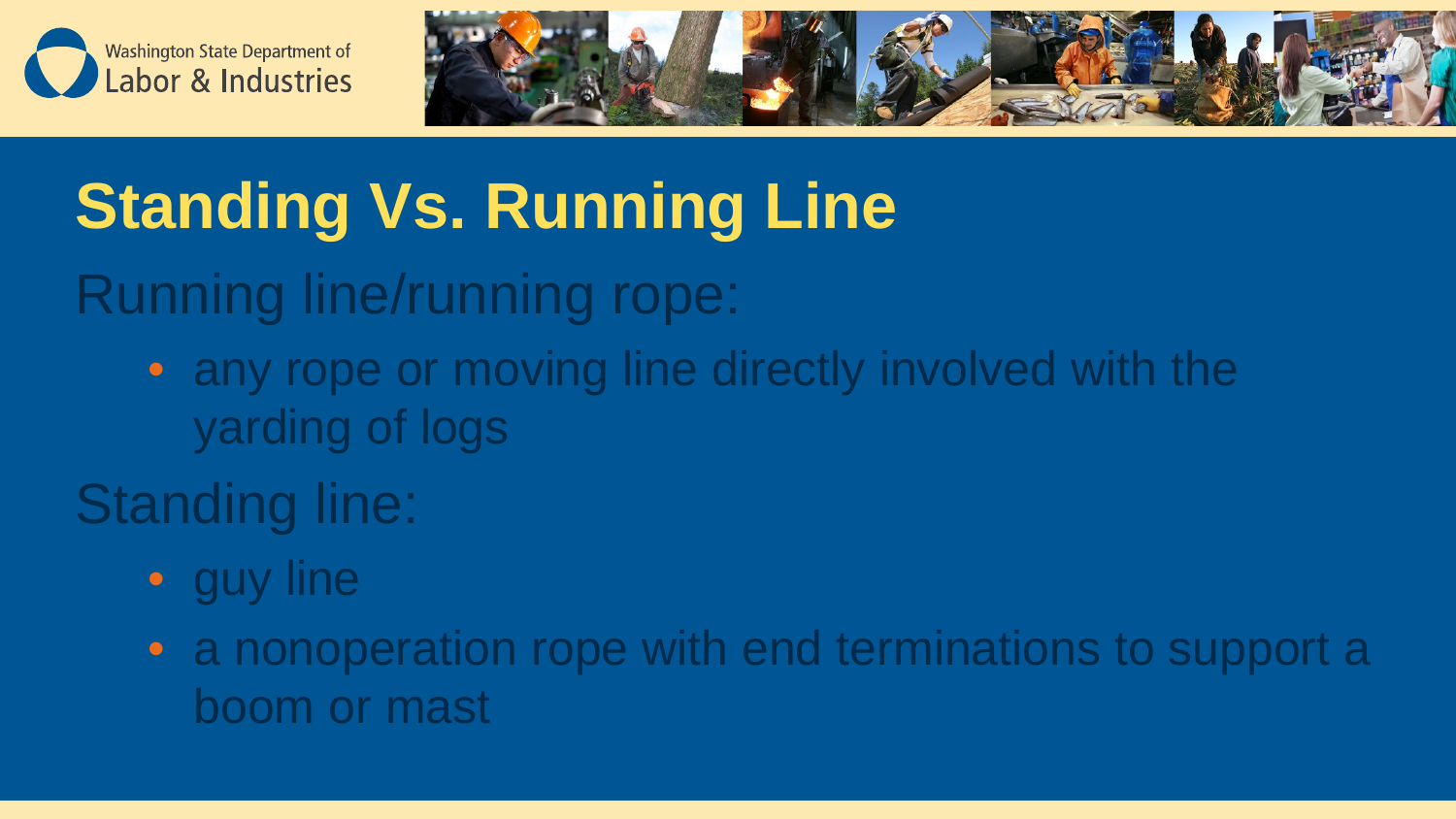# Standing Vs. Running Line

Running line/running rope:

- any rope or moving line directly involved with the yarding of logs

Standing line:

- guy line
- a nonoperation rope with end terminations to support a boom or mast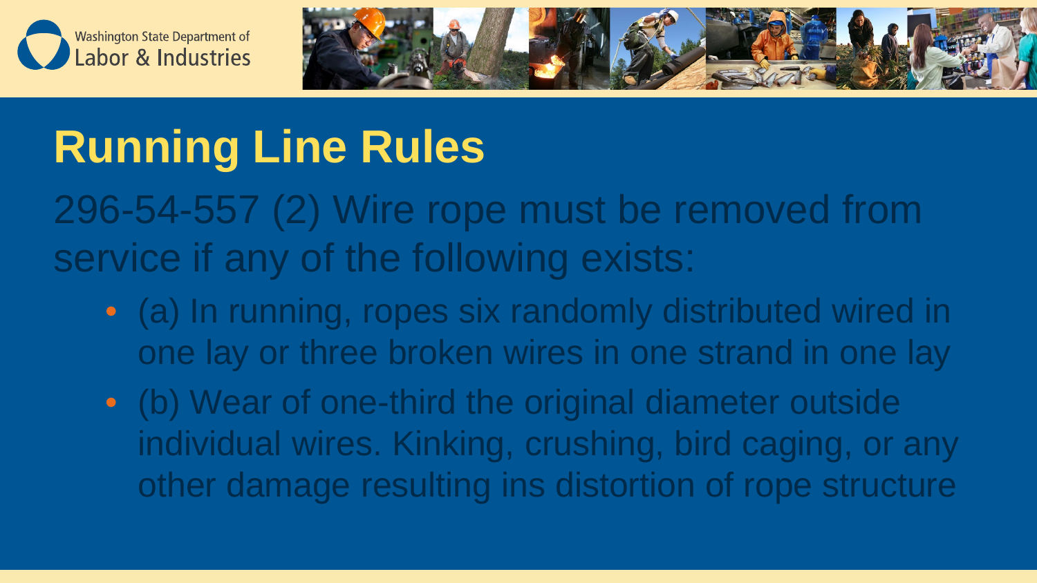# Running Line Rules

296-54-557 (2) Wire rope must be removed from service if any of the following exists:

- (a) In running, ropes six randomly distributed wired in one lay or three broken wires in one strand in one lay
- (b) Wear of one-third the original diameter outside individual wires. Kinking, crushing, bird caging, or any other damage resulting ins distortion of rope structure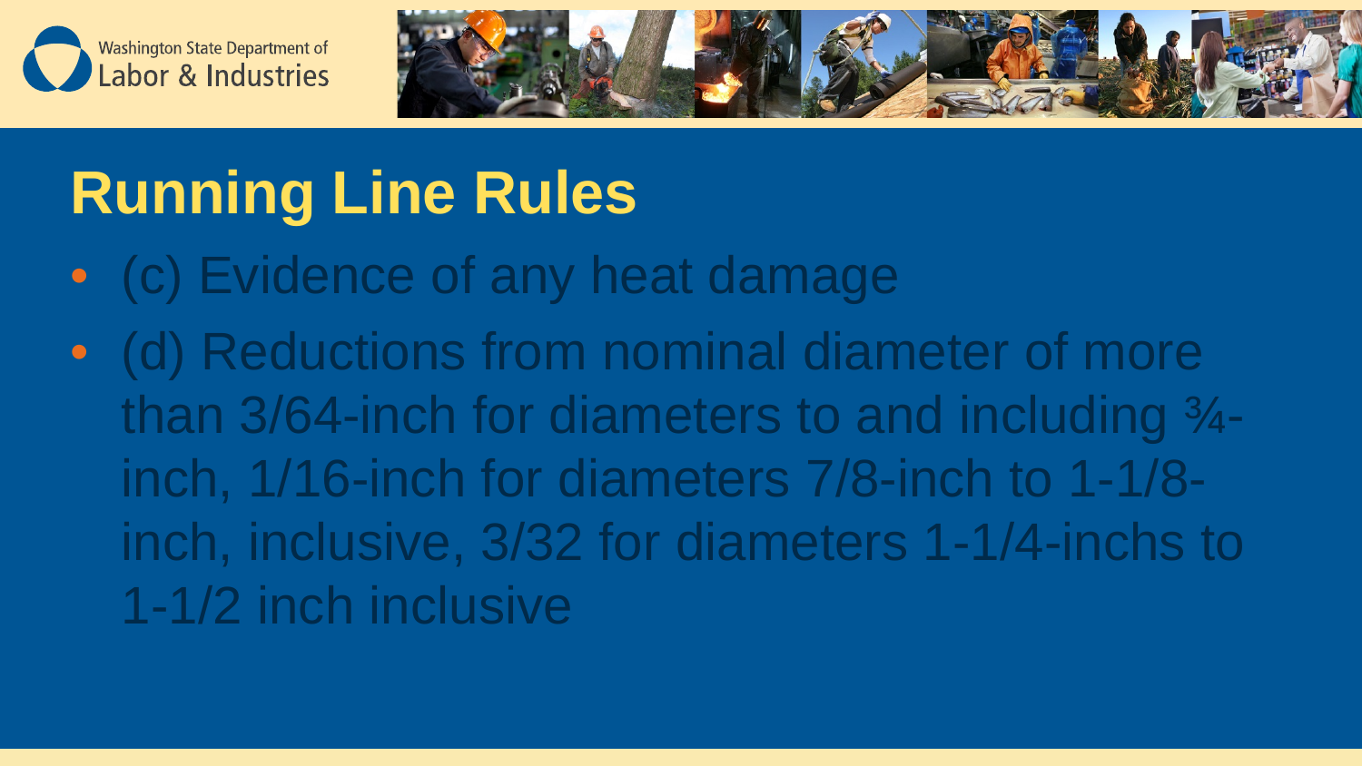# Running Line Rules

- (c) Evidence of any heat damage
- (d) Reductions from nominal diameter of more than 3/64-inch for diameters to and including ¾-inch, 1/16-inch for diameters 7/8-inch to 1-1/8-inch, inclusive, 3/32 for diameters 1-1/4-inchs to 1-1/2 inch inclusive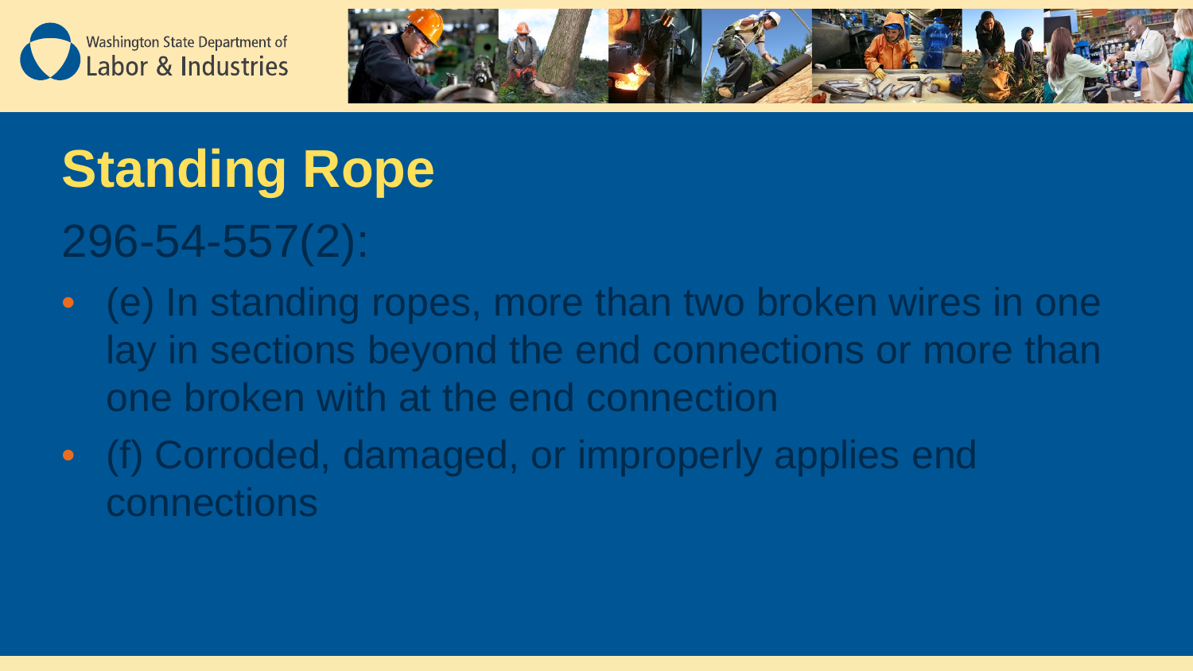# Standing Rope

296-54-557(2):

- (e) In standing ropes, more than two broken wires in one lay in sections beyond the end connections or more than one broken with at the end connection
- (f) Corroded, damaged, or improperly applies end connections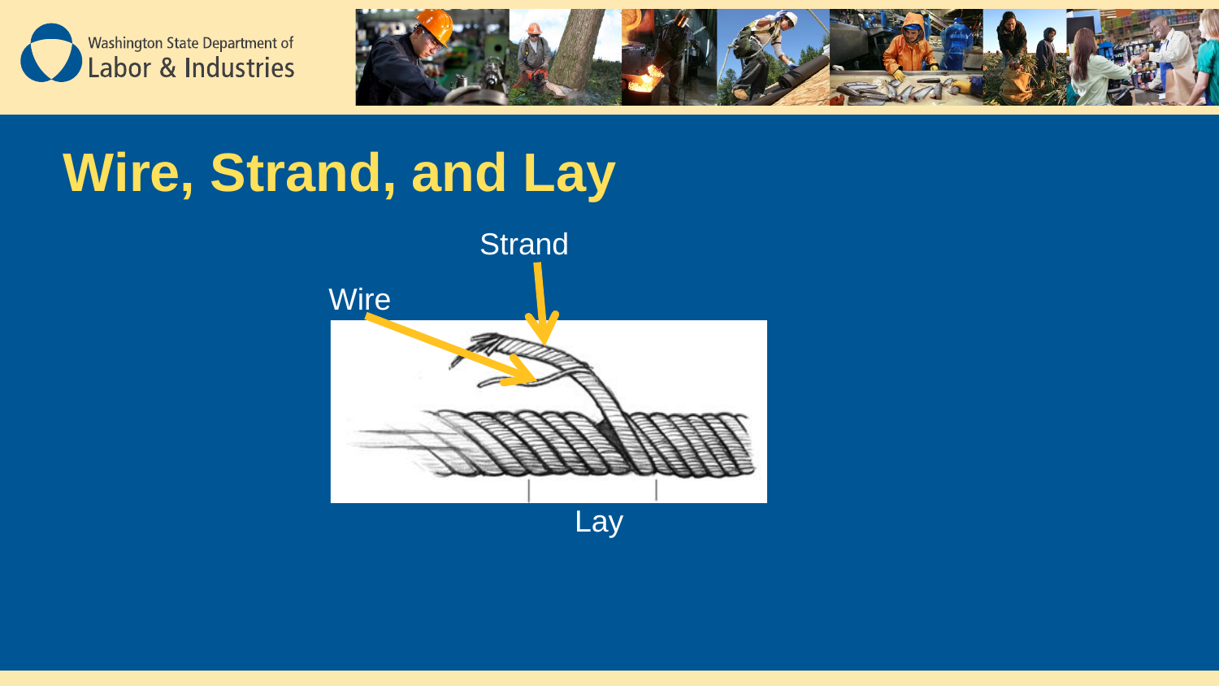# Wire, Strand, and Lay

Strand

Wire

Lay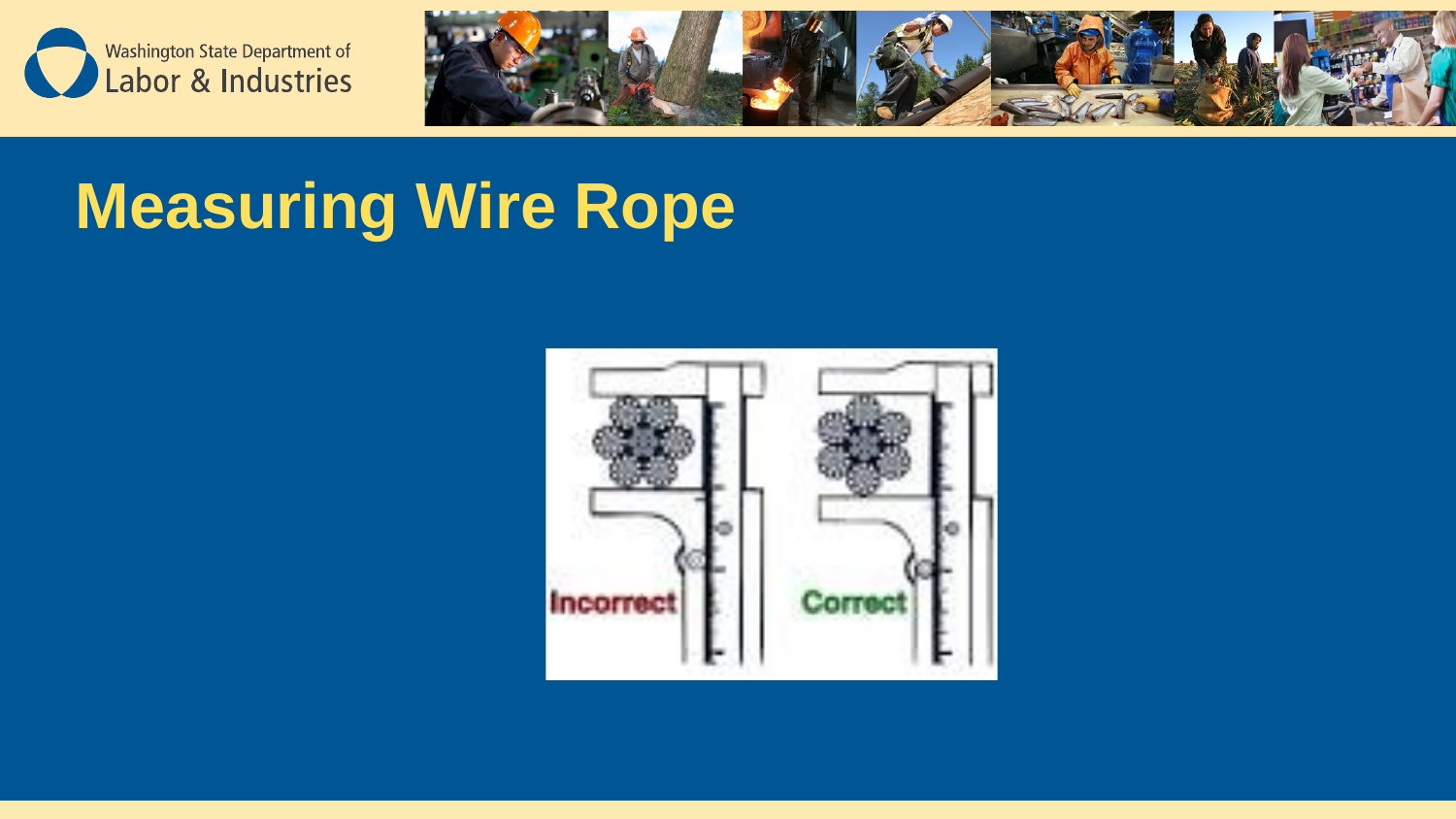# Measuring Wire Rope

Incorrect

Correct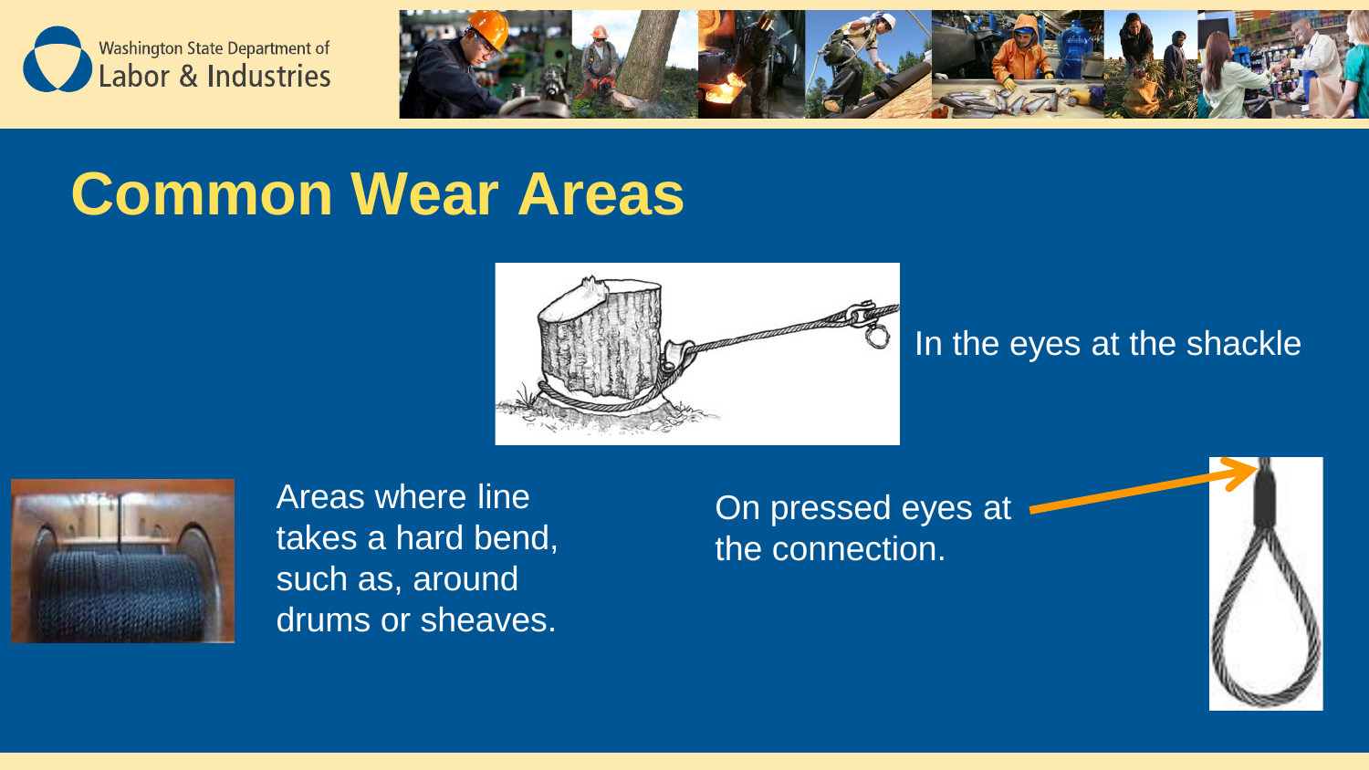# Common Wear Areas

In the eyes at the shackle

Areas where line takes a hard bend, such as, around drums or sheaves.

On pressed eyes at the connection.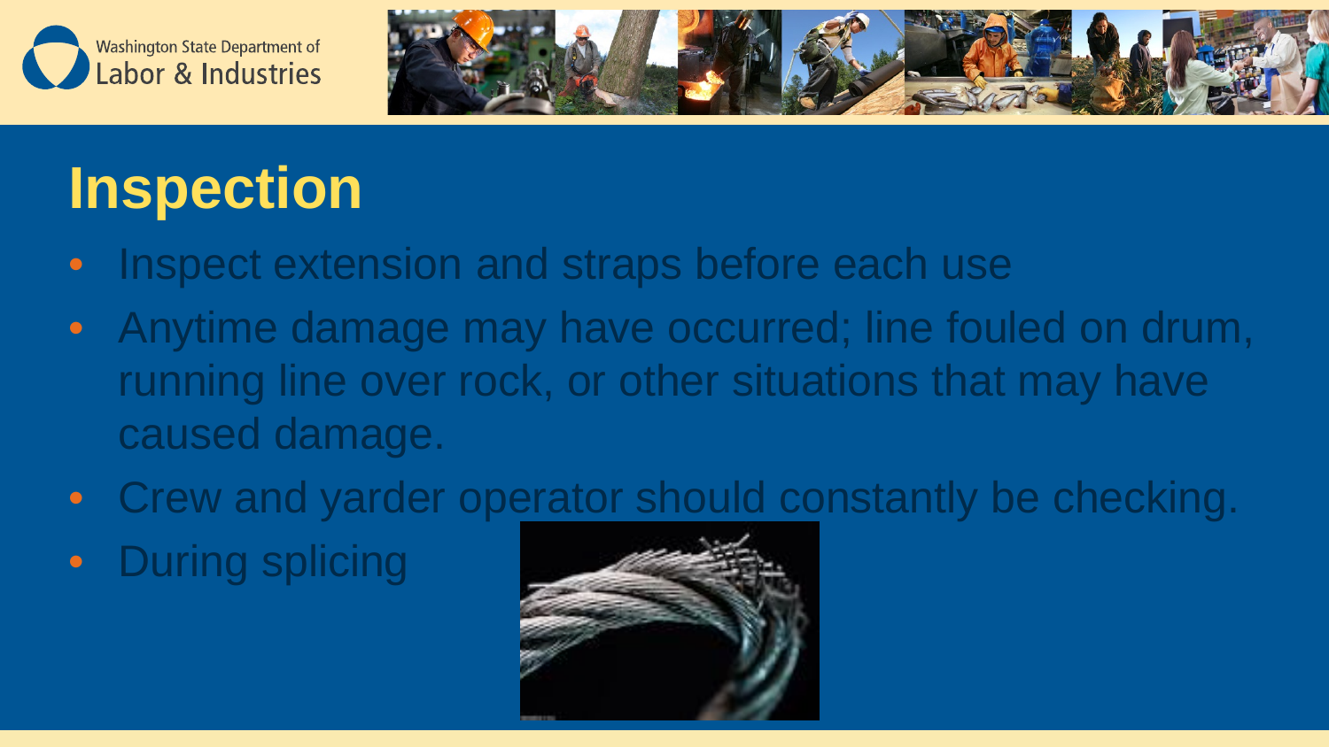# Inspection

- Inspect extension and straps before each use
- Anytime damage may have occurred; line fouled on drum, running line over rock, or other situations that may have caused damage.
- Crew and yarder operator should constantly be checking.
- During splicing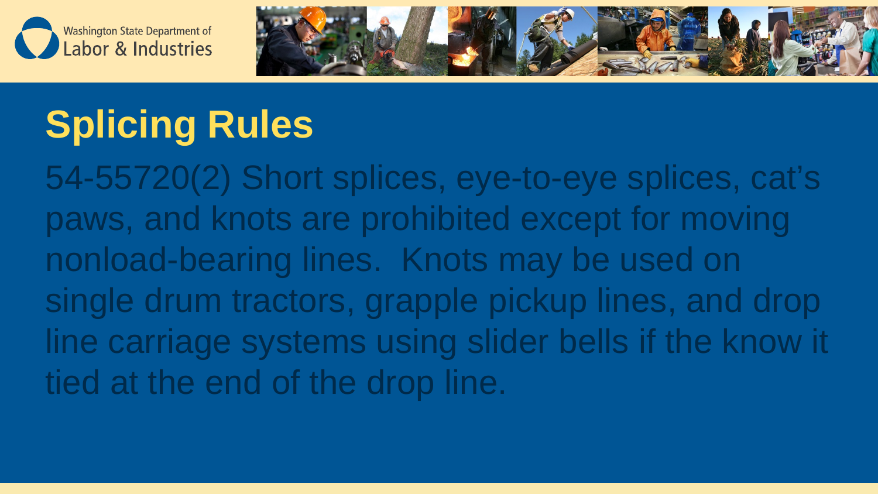# Splicing Rules

54-55720(2) Short splices, eye-to-eye splices, cat's paws, and knots are prohibited except for moving nonload-bearing lines. Knots may be used on single drum tractors, grapple pickup lines, and drop line carriage systems using slider bells if the know it tied at the end of the drop line.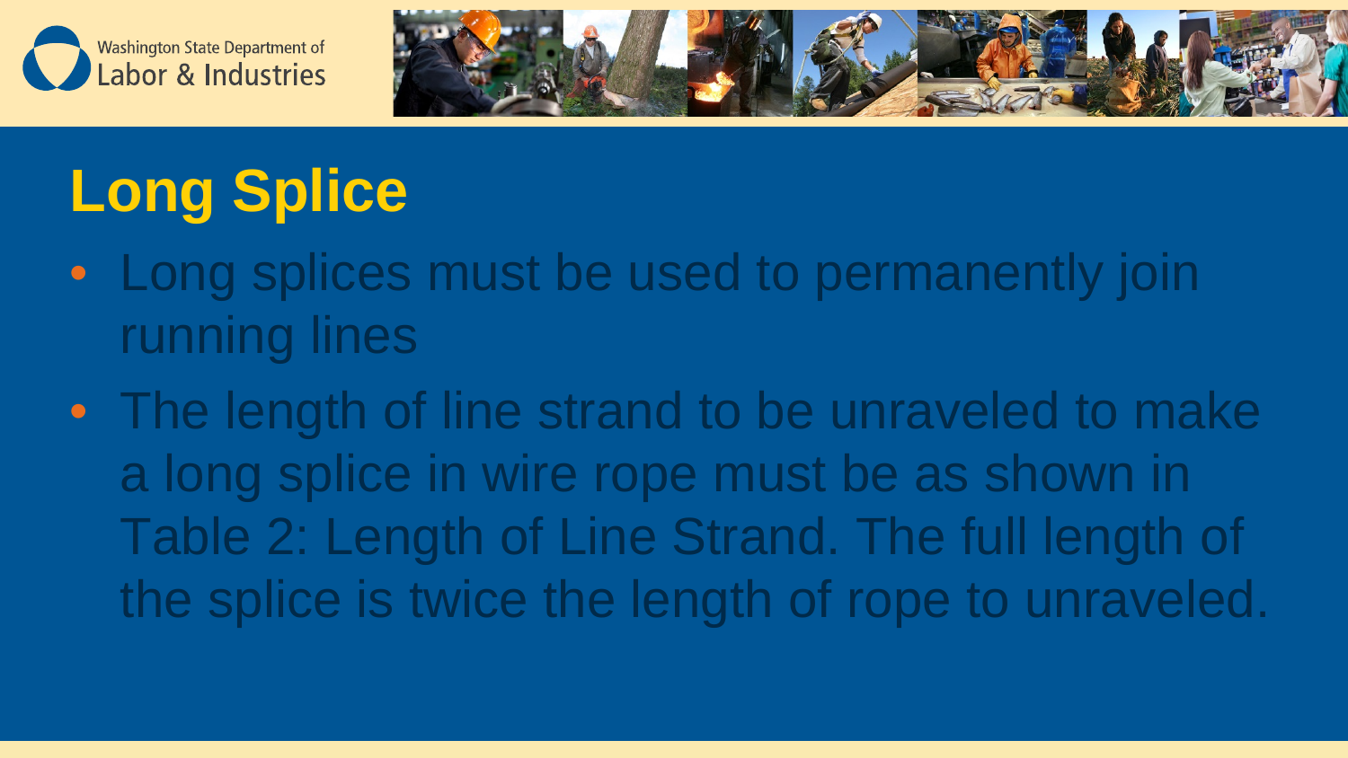# Long Splice

- Long splices must be used to permanently join running lines
- The length of line strand to be unraveled to make a long splice in wire rope must be as shown in Table 2: Length of Line Strand. The full length of the splice is twice the length of rope to unraveled.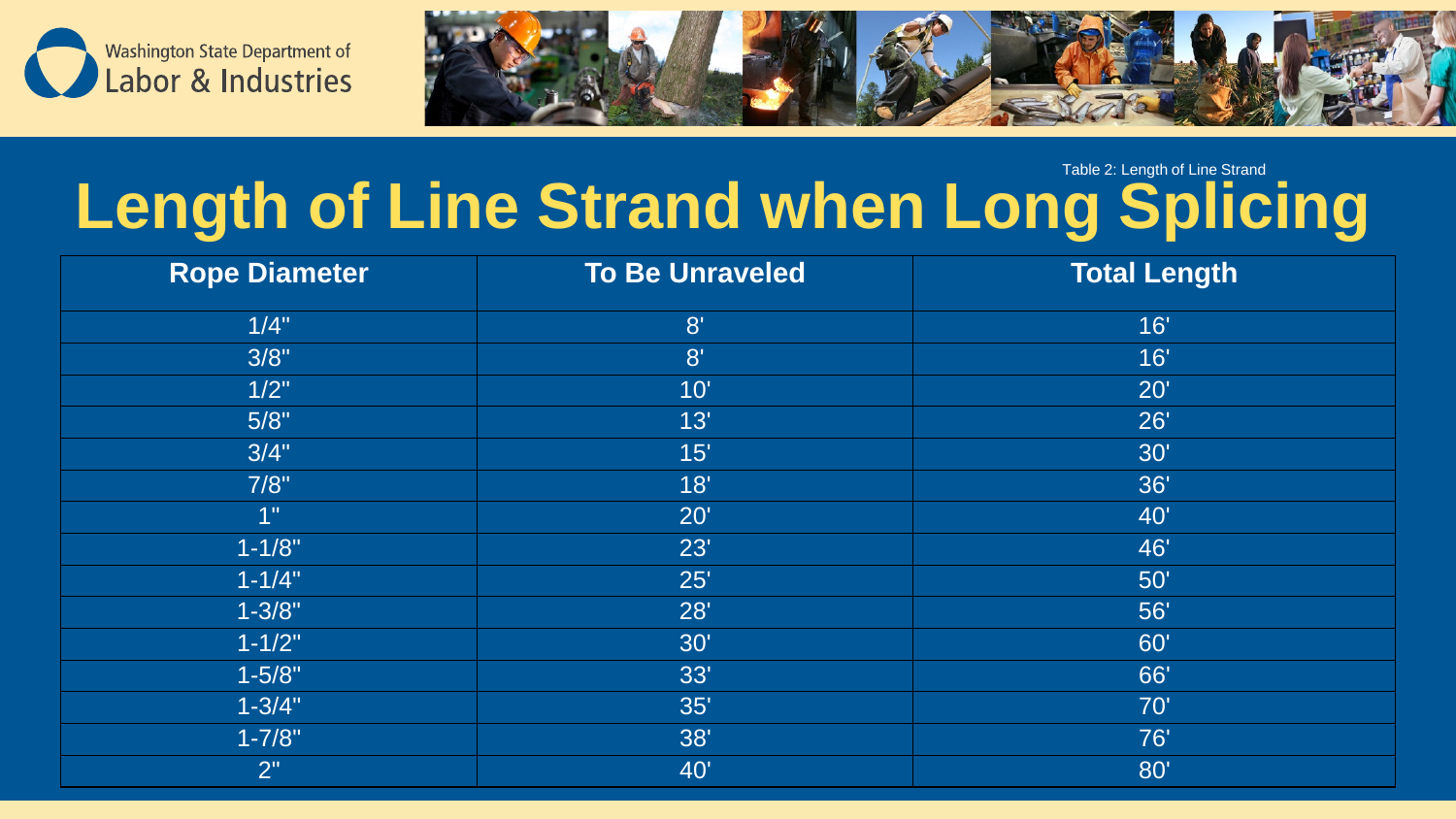Table 2: Length of Line Strand

# Length of Line Strand when Long Splicing

| Rope Diameter | To Be Unraveled | Total Length |
|---|---|---|
| 1/4" | 8' | 16' |
| 3/8" | 8' | 16' |
| 1/2" | 10' | 20' |
| 5/8" | 13' | 26' |
| 3/4" | 15' | 30' |
| 7/8" | 18' | 36' |
| 1" | 20' | 40' |
| 1-1/8" | 23' | 46' |
| 1-1/4" | 25' | 50' |
| 1-3/8" | 28' | 56' |
| 1-1/2" | 30' | 60' |
| 1-5/8" | 33' | 66' |
| 1-3/4" | 35' | 70' |
| 1-7/8" | 38' | 76' |
| 2" | 40' | 80' |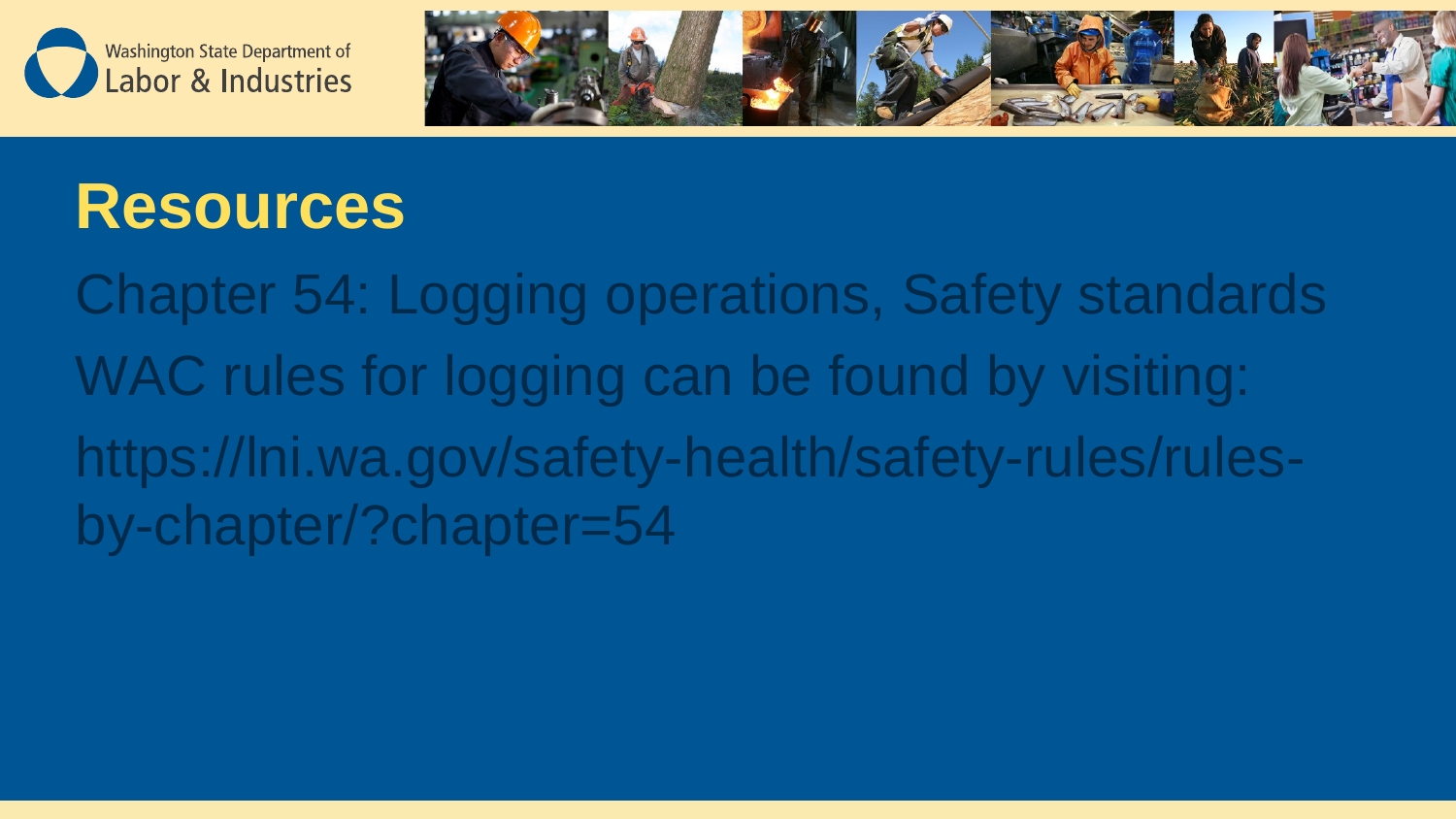# Resources

Chapter 54: Logging operations, Safety standards

WAC rules for logging can be found by visiting:

https://lni.wa.gov/safety-health/safety-rules/rules-by-chapter/?chapter=54